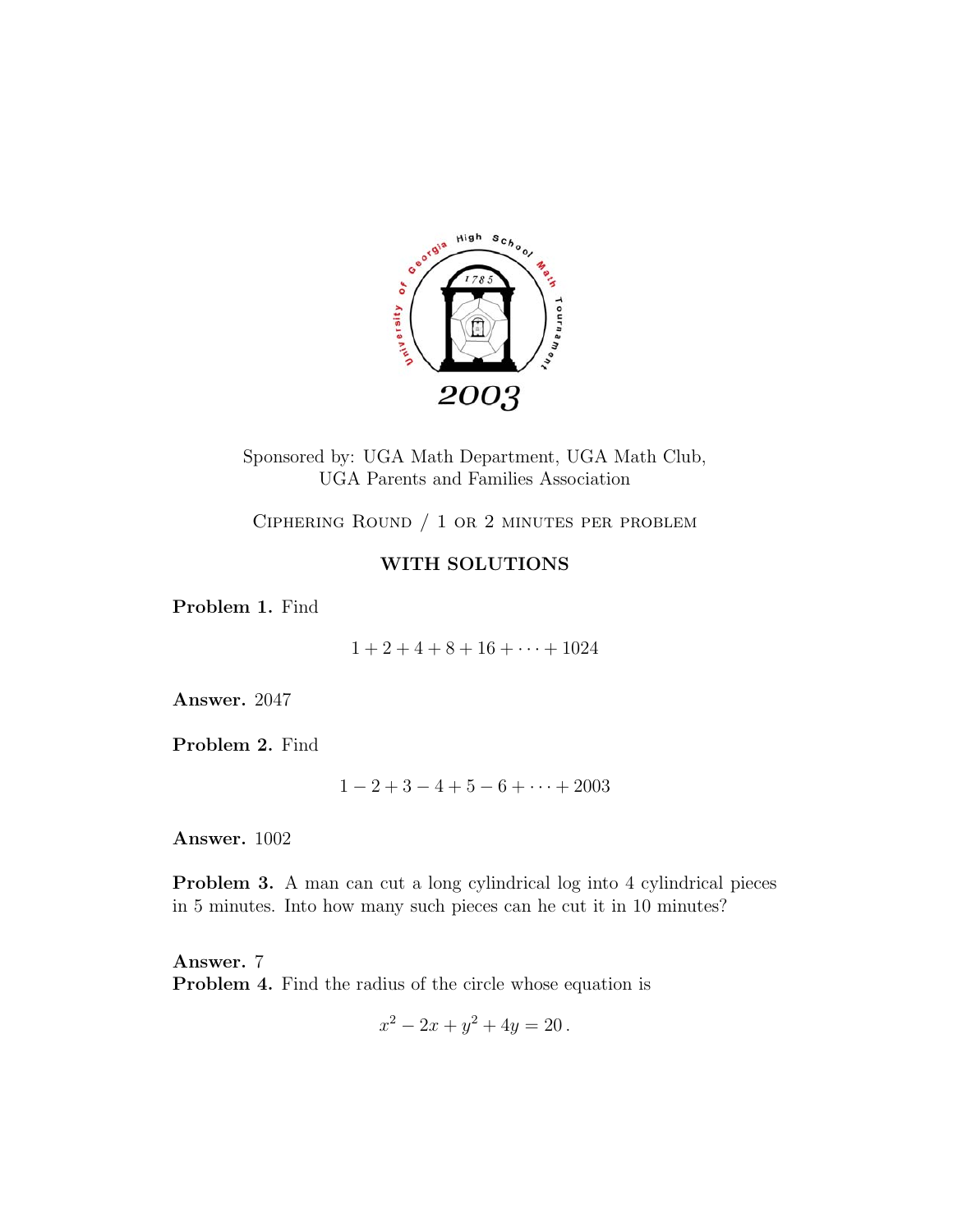Sponsored by: UGA Math Department, UGA Math Club,
UGA Parents and Families Association

Ciphering Round / 1 or 2 minutes per problem

**WITH SOLUTIONS**

**Problem 1.** Find

$$1 + 2 + 4 + 8 + 16 + \cdots + 1024$$

**Answer.** 2047

**Problem 2.** Find

$$1 - 2 + 3 - 4 + 5 - 6 + \cdots + 2003$$

**Answer.** 1002

**Problem 3.** A man can cut a long cylindrical log into 4 cylindrical pieces in 5 minutes. Into how many such pieces can he cut it in 10 minutes?

**Answer.** 7

**Problem 4.** Find the radius of the circle whose equation is

$$x^2 - 2x + y^2 + 4y = 20\,.$$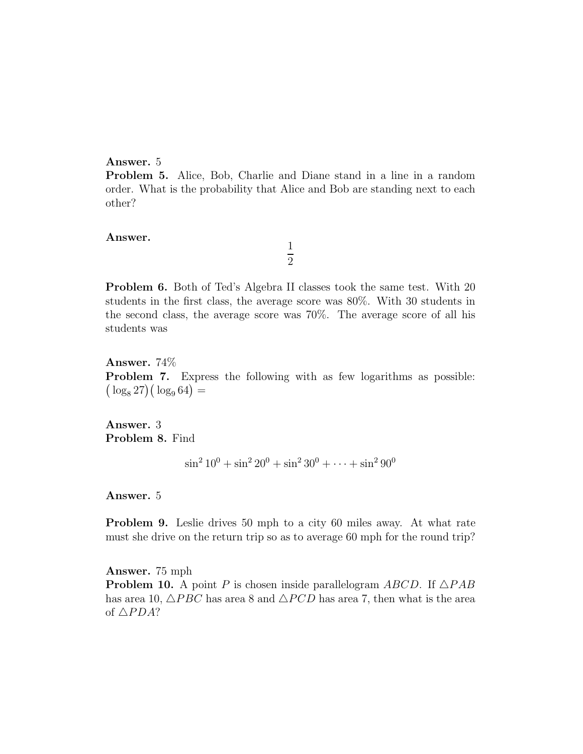**Answer.** 5

**Problem 5.** Alice, Bob, Charlie and Diane stand in a line in a random order. What is the probability that Alice and Bob are standing next to each other?

**Answer.**

$$\frac{1}{2}$$

**Problem 6.** Both of Ted's Algebra II classes took the same test. With 20 students in the first class, the average score was 80%. With 30 students in the second class, the average score was 70%. The average score of all his students was

**Answer.** 74%

**Problem 7.** Express the following with as few logarithms as possible: $\big(\log_8 27\big)\big(\log_9 64\big) =$

**Answer.** 3

**Problem 8.** Find

$$\sin^2 10^0 + \sin^2 20^0 + \sin^2 30^0 + \cdots + \sin^2 90^0$$

**Answer.** 5

**Problem 9.** Leslie drives 50 mph to a city 60 miles away. At what rate must she drive on the return trip so as to average 60 mph for the round trip?

**Answer.** 75 mph

**Problem 10.** A point $P$ is chosen inside parallelogram $ABCD$. If $\triangle PAB$ has area 10, $\triangle PBC$ has area 8 and $\triangle PCD$ has area 7, then what is the area of $\triangle PDA$?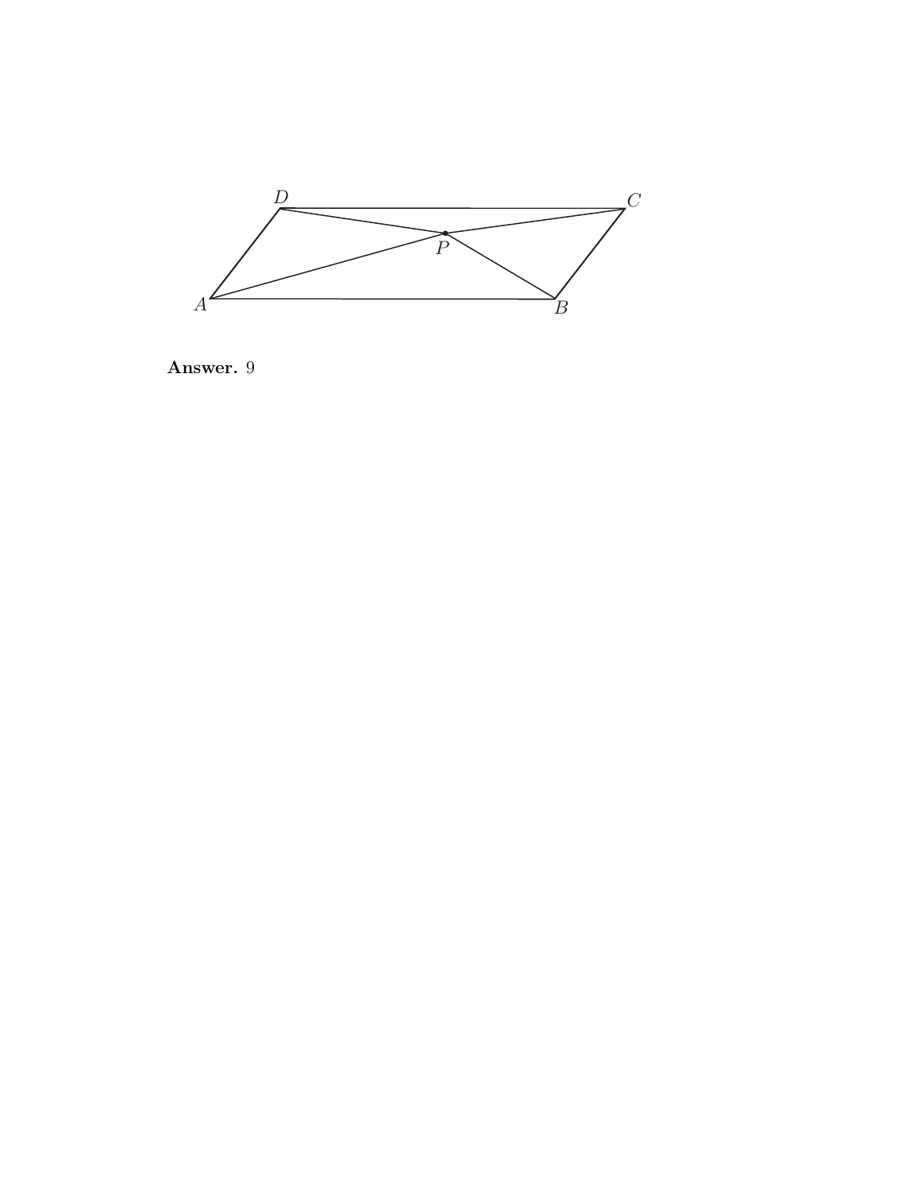D

C

P

A

B

**Answer.** 9